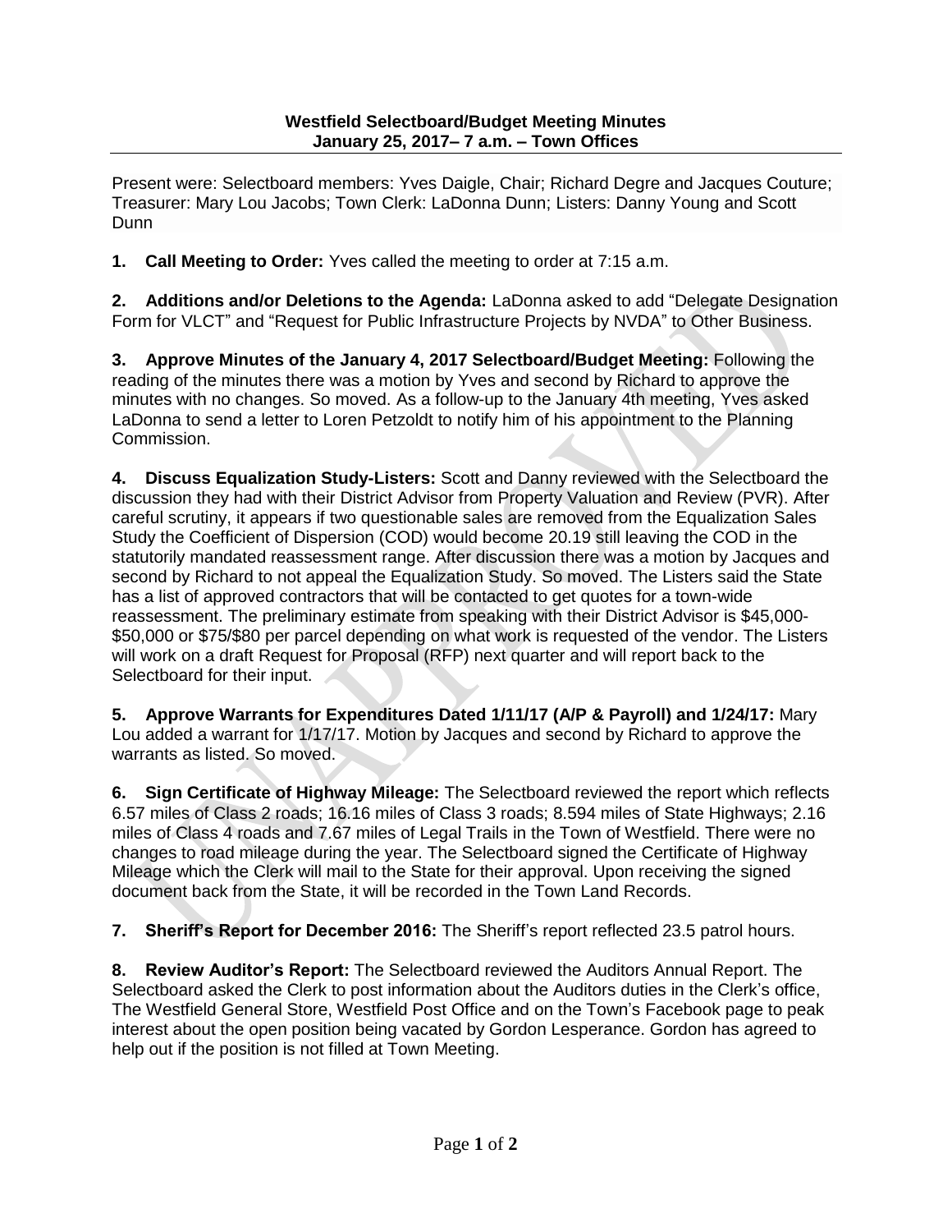**Westfield Selectboard/Budget Meeting Minutes**
**January 25, 2017– 7 a.m. – Town Offices**

Present were: Selectboard members: Yves Daigle, Chair; Richard Degre and Jacques Couture; Treasurer: Mary Lou Jacobs; Town Clerk: LaDonna Dunn; Listers: Danny Young and Scott Dunn

**1. Call Meeting to Order:** Yves called the meeting to order at 7:15 a.m.

**2. Additions and/or Deletions to the Agenda:** LaDonna asked to add "Delegate Designation Form for VLCT" and "Request for Public Infrastructure Projects by NVDA" to Other Business.

**3. Approve Minutes of the January 4, 2017 Selectboard/Budget Meeting:** Following the reading of the minutes there was a motion by Yves and second by Richard to approve the minutes with no changes. So moved. As a follow-up to the January 4th meeting, Yves asked LaDonna to send a letter to Loren Petzoldt to notify him of his appointment to the Planning Commission.

**4. Discuss Equalization Study-Listers:** Scott and Danny reviewed with the Selectboard the discussion they had with their District Advisor from Property Valuation and Review (PVR). After careful scrutiny, it appears if two questionable sales are removed from the Equalization Sales Study the Coefficient of Dispersion (COD) would become 20.19 still leaving the COD in the statutorily mandated reassessment range. After discussion there was a motion by Jacques and second by Richard to not appeal the Equalization Study. So moved. The Listers said the State has a list of approved contractors that will be contacted to get quotes for a town-wide reassessment. The preliminary estimate from speaking with their District Advisor is $45,000-$50,000 or $75/$80 per parcel depending on what work is requested of the vendor. The Listers will work on a draft Request for Proposal (RFP) next quarter and will report back to the Selectboard for their input.

**5. Approve Warrants for Expenditures Dated 1/11/17 (A/P & Payroll) and 1/24/17:** Mary Lou added a warrant for 1/17/17. Motion by Jacques and second by Richard to approve the warrants as listed. So moved.

**6. Sign Certificate of Highway Mileage:** The Selectboard reviewed the report which reflects 6.57 miles of Class 2 roads; 16.16 miles of Class 3 roads; 8.594 miles of State Highways; 2.16 miles of Class 4 roads and 7.67 miles of Legal Trails in the Town of Westfield. There were no changes to road mileage during the year. The Selectboard signed the Certificate of Highway Mileage which the Clerk will mail to the State for their approval. Upon receiving the signed document back from the State, it will be recorded in the Town Land Records.

**7. Sheriff's Report for December 2016:** The Sheriff's report reflected 23.5 patrol hours.

**8. Review Auditor's Report:** The Selectboard reviewed the Auditors Annual Report. The Selectboard asked the Clerk to post information about the Auditors duties in the Clerk's office, The Westfield General Store, Westfield Post Office and on the Town's Facebook page to peak interest about the open position being vacated by Gordon Lesperance. Gordon has agreed to help out if the position is not filled at Town Meeting.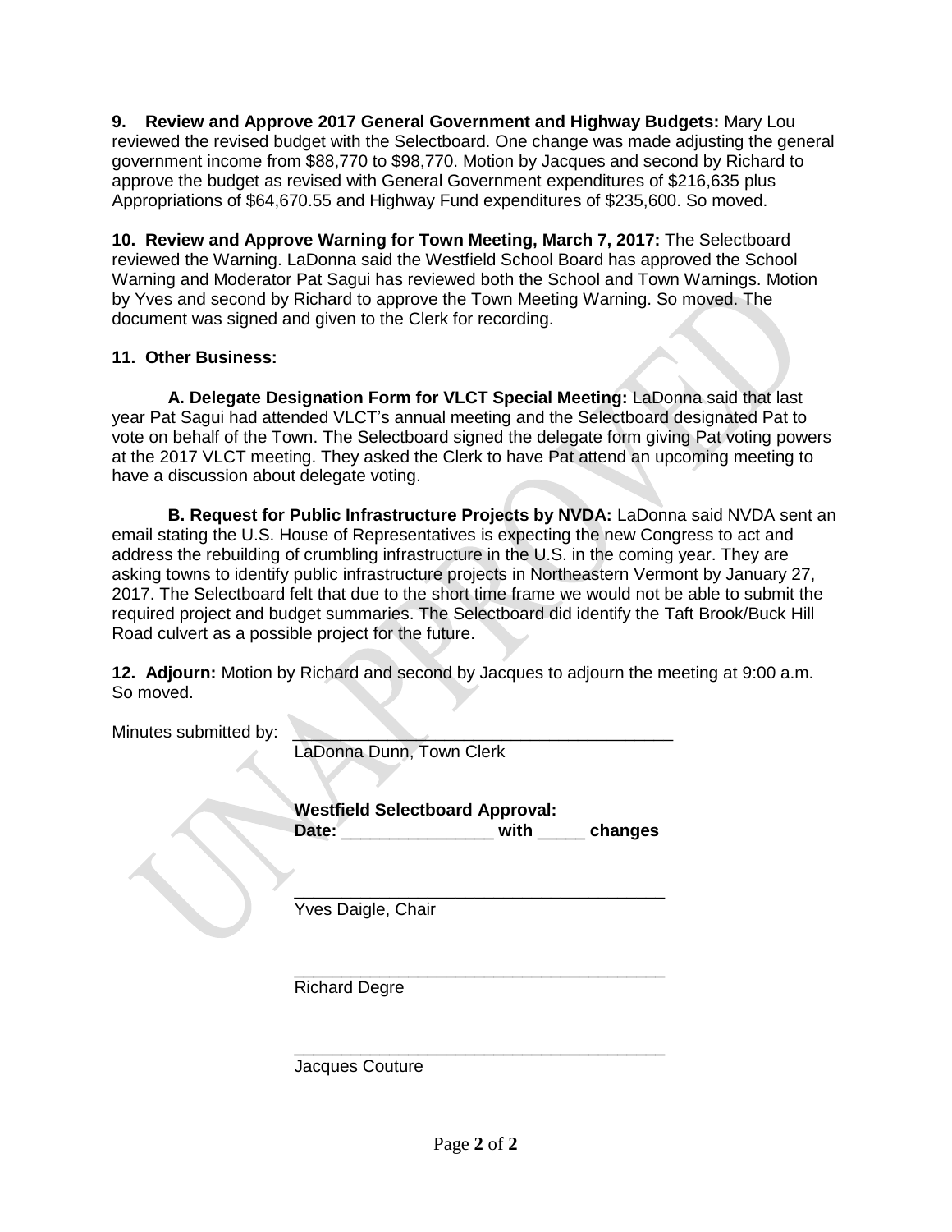**9. Review and Approve 2017 General Government and Highway Budgets:** Mary Lou reviewed the revised budget with the Selectboard. One change was made adjusting the general government income from $88,770 to $98,770. Motion by Jacques and second by Richard to approve the budget as revised with General Government expenditures of $216,635 plus Appropriations of $64,670.55 and Highway Fund expenditures of $235,600. So moved.

**10. Review and Approve Warning for Town Meeting, March 7, 2017:** The Selectboard reviewed the Warning. LaDonna said the Westfield School Board has approved the School Warning and Moderator Pat Sagui has reviewed both the School and Town Warnings. Motion by Yves and second by Richard to approve the Town Meeting Warning. So moved. The document was signed and given to the Clerk for recording.

**11. Other Business:**

**A. Delegate Designation Form for VLCT Special Meeting:** LaDonna said that last year Pat Sagui had attended VLCT's annual meeting and the Selectboard designated Pat to vote on behalf of the Town. The Selectboard signed the delegate form giving Pat voting powers at the 2017 VLCT meeting. They asked the Clerk to have Pat attend an upcoming meeting to have a discussion about delegate voting.

**B. Request for Public Infrastructure Projects by NVDA:** LaDonna said NVDA sent an email stating the U.S. House of Representatives is expecting the new Congress to act and address the rebuilding of crumbling infrastructure in the U.S. in the coming year. They are asking towns to identify public infrastructure projects in Northeastern Vermont by January 27, 2017. The Selectboard felt that due to the short time frame we would not be able to submit the required project and budget summaries. The Selectboard did identify the Taft Brook/Buck Hill Road culvert as a possible project for the future.

**12. Adjourn:** Motion by Richard and second by Jacques to adjourn the meeting at 9:00 a.m. So moved.

Minutes submitted by: ________________________________________
LaDonna Dunn, Town Clerk

**Westfield Selectboard Approval:**
**Date:** ________________ **with** _____ **changes**

________________________________________
Yves Daigle, Chair

________________________________________
Richard Degre

________________________________________
Jacques Couture

UNAPPROVED